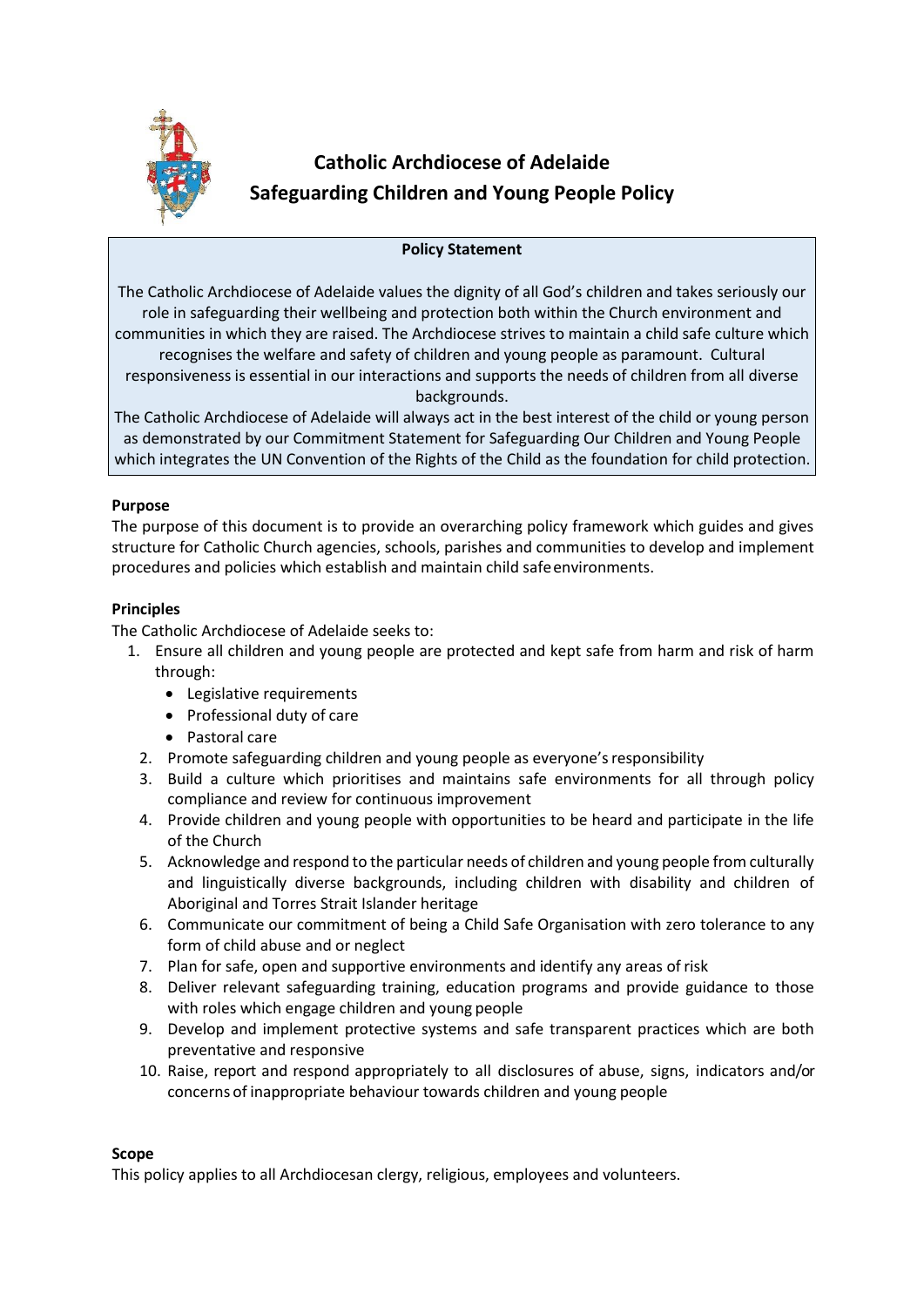# Catholic Archdiocese of Adelaide
# Safeguarding Children and Young People Policy

**Policy Statement**

The Catholic Archdiocese of Adelaide values the dignity of all God's children and takes seriously our role in safeguarding their wellbeing and protection both within the Church environment and communities in which they are raised. The Archdiocese strives to maintain a child safe culture which recognises the welfare and safety of children and young people as paramount. Cultural responsiveness is essential in our interactions and supports the needs of children from all diverse backgrounds.

The Catholic Archdiocese of Adelaide will always act in the best interest of the child or young person as demonstrated by our Commitment Statement for Safeguarding Our Children and Young People which integrates the UN Convention of the Rights of the Child as the foundation for child protection.

**Purpose**

The purpose of this document is to provide an overarching policy framework which guides and gives structure for Catholic Church agencies, schools, parishes and communities to develop and implement procedures and policies which establish and maintain child safe environments.

**Principles**

The Catholic Archdiocese of Adelaide seeks to:

1. Ensure all children and young people are protected and kept safe from harm and risk of harm through:
   - Legislative requirements
   - Professional duty of care
   - Pastoral care
2. Promote safeguarding children and young people as everyone's responsibility
3. Build a culture which prioritises and maintains safe environments for all through policy compliance and review for continuous improvement
4. Provide children and young people with opportunities to be heard and participate in the life of the Church
5. Acknowledge and respond to the particular needs of children and young people from culturally and linguistically diverse backgrounds, including children with disability and children of Aboriginal and Torres Strait Islander heritage
6. Communicate our commitment of being a Child Safe Organisation with zero tolerance to any form of child abuse and or neglect
7. Plan for safe, open and supportive environments and identify any areas of risk
8. Deliver relevant safeguarding training, education programs and provide guidance to those with roles which engage children and young people
9. Develop and implement protective systems and safe transparent practices which are both preventative and responsive
10. Raise, report and respond appropriately to all disclosures of abuse, signs, indicators and/or concerns of inappropriate behaviour towards children and young people

**Scope**

This policy applies to all Archdiocesan clergy, religious, employees and volunteers.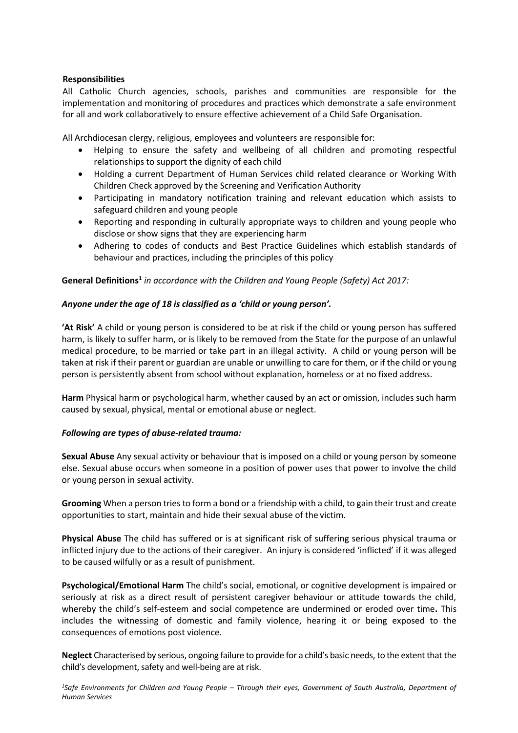**Responsibilities**

All Catholic Church agencies, schools, parishes and communities are responsible for the implementation and monitoring of procedures and practices which demonstrate a safe environment for all and work collaboratively to ensure effective achievement of a Child Safe Organisation.

All Archdiocesan clergy, religious, employees and volunteers are responsible for:

- Helping to ensure the safety and wellbeing of all children and promoting respectful relationships to support the dignity of each child
- Holding a current Department of Human Services child related clearance or Working With Children Check approved by the Screening and Verification Authority
- Participating in mandatory notification training and relevant education which assists to safeguard children and young people
- Reporting and responding in culturally appropriate ways to children and young people who disclose or show signs that they are experiencing harm
- Adhering to codes of conducts and Best Practice Guidelines which establish standards of behaviour and practices, including the principles of this policy

**General Definitions**[1] *in accordance with the Children and Young People (Safety) Act 2017:*

***Anyone under the age of 18 is classified as a 'child or young person'.***

**'At Risk'** A child or young person is considered to be at risk if the child or young person has suffered harm, is likely to suffer harm, or is likely to be removed from the State for the purpose of an unlawful medical procedure, to be married or take part in an illegal activity. A child or young person will be taken at risk if their parent or guardian are unable or unwilling to care for them, or if the child or young person is persistently absent from school without explanation, homeless or at no fixed address.

**Harm** Physical harm or psychological harm, whether caused by an act or omission, includes such harm caused by sexual, physical, mental or emotional abuse or neglect.

***Following are types of abuse-related trauma:***

**Sexual Abuse** Any sexual activity or behaviour that is imposed on a child or young person by someone else. Sexual abuse occurs when someone in a position of power uses that power to involve the child or young person in sexual activity.

**Grooming** When a person tries to form a bond or a friendship with a child, to gain their trust and create opportunities to start, maintain and hide their sexual abuse of the victim.

**Physical Abuse** The child has suffered or is at significant risk of suffering serious physical trauma or inflicted injury due to the actions of their caregiver. An injury is considered 'inflicted' if it was alleged to be caused wilfully or as a result of punishment.

**Psychological/Emotional Harm** The child's social, emotional, or cognitive development is impaired or seriously at risk as a direct result of persistent caregiver behaviour or attitude towards the child, whereby the child's self-esteem and social competence are undermined or eroded over time**.** This includes the witnessing of domestic and family violence, hearing it or being exposed to the consequences of emotions post violence.

**Neglect** Characterised by serious, ongoing failure to provide for a child's basic needs, to the extent that the child's development, safety and well-being are at risk.

*[1]Safe Environments for Children and Young People – Through their eyes, Government of South Australia, Department of Human Services*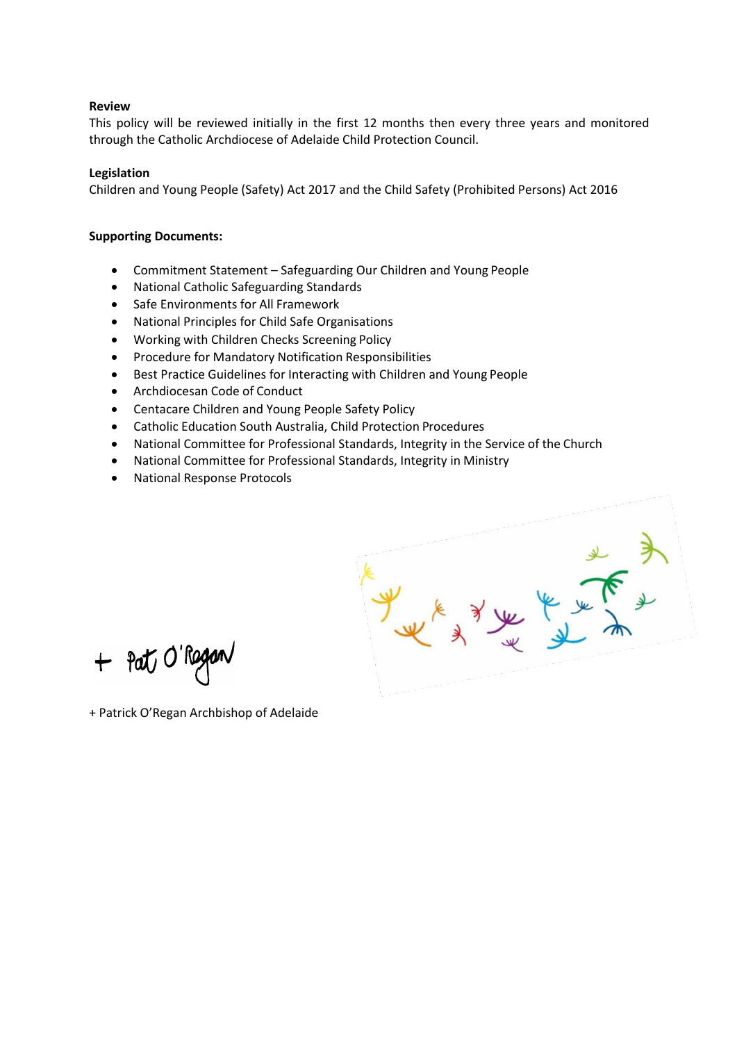**Review**

This policy will be reviewed initially in the first 12 months then every three years and monitored through the Catholic Archdiocese of Adelaide Child Protection Council.

**Legislation**

Children and Young People (Safety) Act 2017 and the Child Safety (Prohibited Persons) Act 2016

**Supporting Documents:**

- Commitment Statement – Safeguarding Our Children and Young People
- National Catholic Safeguarding Standards
- Safe Environments for All Framework
- National Principles for Child Safe Organisations
- Working with Children Checks Screening Policy
- Procedure for Mandatory Notification Responsibilities
- Best Practice Guidelines for Interacting with Children and Young People
- Archdiocesan Code of Conduct
- Centacare Children and Young People Safety Policy
- Catholic Education South Australia, Child Protection Procedures
- National Committee for Professional Standards, Integrity in the Service of the Church
- National Committee for Professional Standards, Integrity in Ministry
- National Response Protocols

+ Pat O'Regan

+ Patrick O'Regan Archbishop of Adelaide